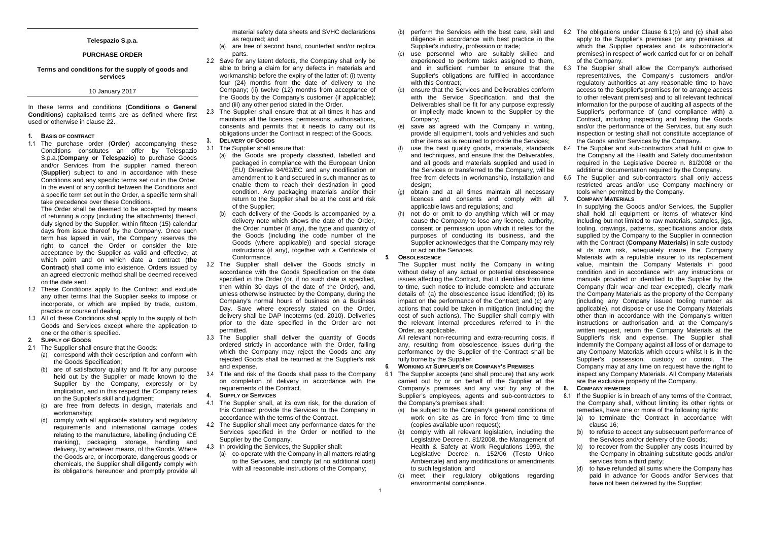# Telespazio S.p.a.

## PURCHASE ORDER

### Terms and conditions for the supply of goods and services

10 January 2017

In these terms and conditions (**Conditions o General Conditions**) capitalised terms are as defined where first used or otherwise in clause 22.

### 1. Basis of contract

1.1 The purchase order (**Order**) accompanying these Conditions constitutes an offer by Telespazio S.p.a.(**Company or Telespazio**) to purchase Goods and/or Services from the supplier named thereon (**Supplier**) subject to and in accordance with these Conditions and any specific terms set out in the Order. In the event of any conflict between the Conditions and a specific term set out in the Order, a specific term shall take precedence over these Conditions.

The Order shall be deemed to be accepted by means of returning a copy (including the attachments) thereof, duly signed by the Supplier, within fifteen (15) calendar days from issue thereof by the Company. Once such term has lapsed in vain, the Company reserves the right to cancel the Order or consider the late acceptance by the Supplier as valid and effective, at which point and on which date a contract (**the Contract**) shall come into existence. Orders issued by an agreed electronic method shall be deemed received on the date sent.

1.2 These Conditions apply to the Contract and exclude any other terms that the Supplier seeks to impose or incorporate, or which are implied by trade, custom, practice or course of dealing.

1.3 All of these Conditions shall apply to the supply of both Goods and Services except where the application to one or the other is specified.

### 2. Supply of Goods

2.1 The Supplier shall ensure that the Goods:

(a) correspond with their description and conform with the Goods Specification;

(b) are of satisfactory quality and fit for any purpose held out by the Supplier or made known to the Supplier by the Company, expressly or by implication, and in this respect the Company relies on the Supplier's skill and judgment;

(c) are free from defects in design, materials and workmanship;

(d) comply with all applicable statutory and regulatory requirements and international carriage codes relating to the manufacture, labelling (including CE marking), packaging, storage, handling and delivery, by whatever means, of the Goods. Where the Goods are, or incorporate, dangerous goods or chemicals, the Supplier shall diligently comply with its obligations hereunder and promptly provide all material safety data sheets and SVHC declarations as required; and

(e) are free of second hand, counterfeit and/or replica parts.

2.2 Save for any latent defects, the Company shall only be able to bring a claim for any defects in materials and workmanship before the expiry of the latter of: (i) twenty four (24) months from the date of delivery to the Company; (ii) twelve (12) months from acceptance of the Goods by the Company's customer (if applicable); and (iii) any other period stated in the Order.

2.3 The Supplier shall ensure that at all times it has and maintains all the licences, permissions, authorisations, consents and permits that it needs to carry out its obligations under the Contract in respect of the Goods.

### 3. Delivery of Goods

3.1 The Supplier shall ensure that:

(a) the Goods are properly classified, labelled and packaged in compliance with the European Union (EU) Directive 94/62/EC and any modification or amendment to it and secured in such manner as to enable them to reach their destination in good condition. Any packaging materials and/or their return to the Supplier shall be at the cost and risk of the Supplier;

(b) each delivery of the Goods is accompanied by a delivery note which shows the date of the Order, the Order number (if any), the type and quantity of the Goods (including the code number of the Goods (where applicable)) and special storage instructions (if any), together with a Certificate of Conformance.

3.2 The Supplier shall deliver the Goods strictly in accordance with the Goods Specification on the date specified in the Order (or, if no such date is specified, then within 30 days of the date of the Order), and, unless otherwise instructed by the Company, during the Company's normal hours of business on a Business Day. Save where expressly stated on the Order, delivery shall be DAP Incoterms (ed. 2010). Deliveries prior to the date specified in the Order are not permitted.

3.3 The Supplier shall deliver the quantity of Goods ordered strictly in accordance with the Order, failing which the Company may reject the Goods and any rejected Goods shall be returned at the Supplier's risk and expense.

3.4 Title and risk of the Goods shall pass to the Company on completion of delivery in accordance with the requirements of the Contract.

### 4. Supply of Services

4.1 The Supplier shall, at its own risk, for the duration of this Contract provide the Services to the Company in accordance with the terms of the Contract.

4.2 The Supplier shall meet any performance dates for the Services specified in the Order or notified to the Supplier by the Company.

4.3 In providing the Services, the Supplier shall:

(a) co-operate with the Company in all matters relating to the Services, and comply (at no additional cost) with all reasonable instructions of the Company;

(b) perform the Services with the best care, skill and diligence in accordance with best practice in the Supplier's industry, profession or trade;

(c) use personnel who are suitably skilled and experienced to perform tasks assigned to them, and in sufficient number to ensure that the Supplier's obligations are fulfilled in accordance with this Contract;

(d) ensure that the Services and Deliverables conform with the Service Specification, and that the Deliverables shall be fit for any purpose expressly or impliedly made known to the Supplier by the Company;

(e) save as agreed with the Company in writing, provide all equipment, tools and vehicles and such other items as is required to provide the Services;

(f) use the best quality goods, materials, standards and techniques, and ensure that the Deliverables, and all goods and materials supplied and used in the Services or transferred to the Company, will be free from defects in workmanship, installation and design;

(g) obtain and at all times maintain all necessary licences and consents and comply with all applicable laws and regulations; and

(h) not do or omit to do anything which will or may cause the Company to lose any licence, authority, consent or permission upon which it relies for the purposes of conducting its business, and the Supplier acknowledges that the Company may rely or act on the Services.

### 5. Obsolescence

The Supplier must notify the Company in writing without delay of any actual or potential obsolescence issues affecting the Contract, that it identifies from time to time, such notice to include complete and accurate details of: (a) the obsolescence issue identified; (b) its impact on the performance of the Contract; and (c) any actions that could be taken in mitigation (including the cost of such actions). The Supplier shall comply with the relevant internal procedures referred to in the Order, as applicable.

All relevant non-recurring and extra-recurring costs, if any, resulting from obsolescence issues during the performance by the Supplier of the Contract shall be fully borne by the Supplier.

### 6. Working at Supplier's or Company's Premises

6.1 The Supplier accepts (and shall procure) that any work carried out by or on behalf of the Supplier at the Company's premises and any visit by any of the Supplier's employees, agents and sub-contractors to the Company's premises shall:

(a) be subject to the Company's general conditions of work on site as are in force from time to time (copies available upon request);

(b) comply with all relevant legislation, including the Legislative Decree n. 81/2008, the Management of Health & Safety at Work Regulations 1999, the Legislative Decree n. 152/06 (Testo Unico Ambientale) and any modifications or amendments to such legislation; and

(c) meet their regulatory obligations regarding environmental compliance.

6.2 The obligations under Clause 6.1(b) and (c) shall also apply to the Supplier's premises (or any premises at which the Supplier operates and its subcontractor's premises) in respect of work carried out for or on behalf of the Company.

6.3 The Supplier shall allow the Company's authorised representatives, the Company's customers and/or regulatory authorities at any reasonable time to have access to the Supplier's premises (or to arrange access to other relevant premises) and to all relevant technical information for the purpose of auditing all aspects of the Supplier's performance of (and compliance with) a Contract, including inspecting and testing the Goods and/or the performance of the Services, but any such inspection or testing shall not constitute acceptance of the Goods and/or Services by the Company.

6.4 The Supplier and sub-contractors shall fulfil or give to the Company all the Health and Safety documentation required in the Legislative Decree n. 81/2008 or the additional documentation required by the Company.

6.5 The Supplier and sub-contractors shall only access restricted areas and/or use Company machinery or tools when permitted by the Company.

### 7. Company Materials

In supplying the Goods and/or Services, the Supplier shall hold all equipment or items of whatever kind including but not limited to raw materials, samples, jigs, tooling, drawings, patterns, specifications and/or data supplied by the Company to the Supplier in connection with the Contract (**Company Materials**) in safe custody at its own risk, adequately insure the Company Materials with a reputable insurer to its replacement value, maintain the Company Materials in good condition and in accordance with any instructions or manuals provided or identified to the Supplier by the Company (fair wear and tear excepted), clearly mark the Company Materials as the property of the Company (including any Company issued tooling number as applicable), not dispose or use the Company Materials other than in accordance with the Company's written instructions or authorisation and, at the Company's written request, return the Company Materials at the Supplier's risk and expense. The Supplier shall indemnify the Company against all loss of or damage to any Company Materials which occurs whilst it is in the Supplier's possession, custody or control. The Company may at any time on request have the right to inspect any Company Materials. All Company Materials are the exclusive property of the Company.

### 8. Company remedies

8.1 If the Supplier is in breach of any terms of the Contract, the Company shall, without limiting its other rights or remedies, have one or more of the following rights:

(a) to terminate the Contract in accordance with clause 16;

(b) to refuse to accept any subsequent performance of the Services and/or delivery of the Goods;

(c) to recover from the Supplier any costs incurred by the Company in obtaining substitute goods and/or services from a third party;

(d) to have refunded all sums where the Company has paid in advance for Goods and/or Services that have not been delivered by the Supplier;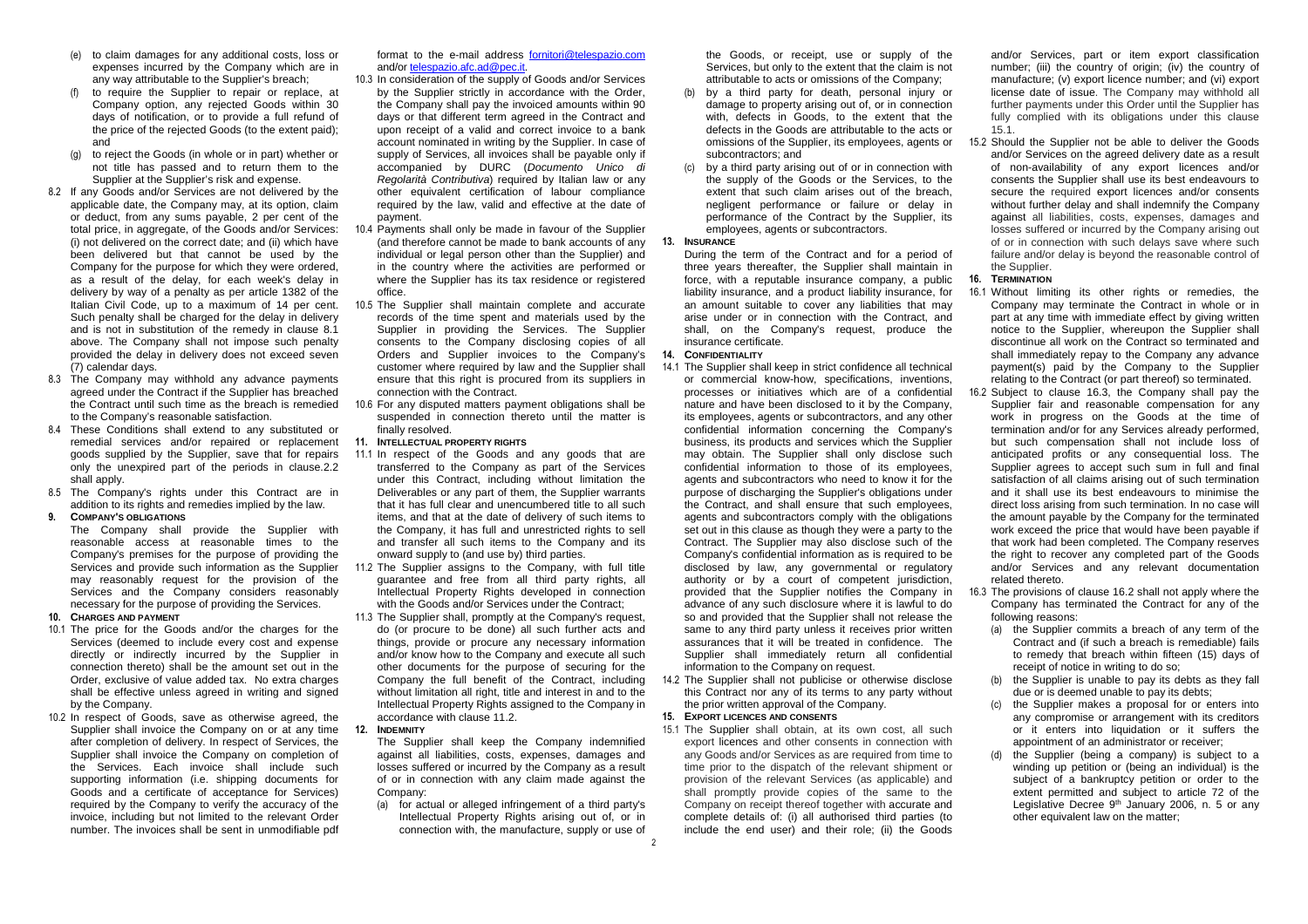(e) to claim damages for any additional costs, loss or expenses incurred by the Company which are in any way attributable to the Supplier's breach;

(f) to require the Supplier to repair or replace, at Company option, any rejected Goods within 30 days of notification, or to provide a full refund of the price of the rejected Goods (to the extent paid); and

(g) to reject the Goods (in whole or in part) whether or not title has passed and to return them to the Supplier at the Supplier's risk and expense.

8.2 If any Goods and/or Services are not delivered by the applicable date, the Company may, at its option, claim or deduct, from any sums payable, 2 per cent of the total price, in aggregate, of the Goods and/or Services: (i) not delivered on the correct date; and (ii) which have been delivered but that cannot be used by the Company for the purpose for which they were ordered, as a result of the delay, for each week's delay in delivery by way of a penalty as per article 1382 of the Italian Civil Code, up to a maximum of 14 per cent. Such penalty shall be charged for the delay in delivery and is not in substitution of the remedy in clause 8.1 above. The Company shall not impose such penalty provided the delay in delivery does not exceed seven (7) calendar days.

8.3 The Company may withhold any advance payments agreed under the Contract if the Supplier has breached the Contract until such time as the breach is remedied to the Company's reasonable satisfaction.

8.4 These Conditions shall extend to any substituted or remedial services and/or repaired or replacement goods supplied by the Supplier, save that for repairs only the unexpired part of the periods in clause.2.2 shall apply.

8.5 The Company's rights under this Contract are in addition to its rights and remedies implied by the law.

## 9. COMPANY'S OBLIGATIONS

The Company shall provide the Supplier with reasonable access at reasonable times to the Company's premises for the purpose of providing the Services and provide such information as the Supplier may reasonably request for the provision of the Services and the Company considers reasonably necessary for the purpose of providing the Services.

## 10. CHARGES AND PAYMENT

10.1 The price for the Goods and/or the charges for the Services (deemed to include every cost and expense directly or indirectly incurred by the Supplier in connection thereto) shall be the amount set out in the Order, exclusive of value added tax. No extra charges shall be effective unless agreed in writing and signed by the Company.

10.2 In respect of Goods, save as otherwise agreed, the Supplier shall invoice the Company on or at any time after completion of delivery. In respect of Services, the Supplier shall invoice the Company on completion of the Services. Each invoice shall include such supporting information (i.e. shipping documents for Goods and a certificate of acceptance for Services) required by the Company to verify the accuracy of the invoice, including but not limited to the relevant Order number. The invoices shall be sent in unmodifiable pdf format to the e-mail address fornitori@telespazio.com and/or telespazio.afc.ad@pec.it.

10.3 In consideration of the supply of Goods and/or Services by the Supplier strictly in accordance with the Order, the Company shall pay the invoiced amounts within 90 days or that different term agreed in the Contract and upon receipt of a valid and correct invoice to a bank account nominated in writing by the Supplier. In case of supply of Services, all invoices shall be payable only if accompanied by DURC (*Documento Unico di Regolarità Contributiva*) required by Italian law or any other equivalent certification of labour compliance required by the law, valid and effective at the date of payment.

10.4 Payments shall only be made in favour of the Supplier (and therefore cannot be made to bank accounts of any individual or legal person other than the Supplier) and in the country where the activities are performed or where the Supplier has its tax residence or registered office.

10.5 The Supplier shall maintain complete and accurate records of the time spent and materials used by the Supplier in providing the Services. The Supplier consents to the Company disclosing copies of all Orders and Supplier invoices to the Company's customer where required by law and the Supplier shall ensure that this right is procured from its suppliers in connection with the Contract.

10.6 For any disputed matters payment obligations shall be suspended in connection thereto until the matter is finally resolved.

## 11. INTELLECTUAL PROPERTY RIGHTS

11.1 In respect of the Goods and any goods that are transferred to the Company as part of the Services under this Contract, including without limitation the Deliverables or any part of them, the Supplier warrants that it has full clear and unencumbered title to all such items, and that at the date of delivery of such items to the Company, it has full and unrestricted rights to sell and transfer all such items to the Company and its onward supply to (and use by) third parties.

11.2 The Supplier assigns to the Company, with full title guarantee and free from all third party rights, all Intellectual Property Rights developed in connection with the Goods and/or Services under the Contract;

11.3 The Supplier shall, promptly at the Company's request, do (or procure to be done) all such further acts and things, provide or procure any necessary information and/or know how to the Company and execute all such other documents for the purpose of securing for the Company the full benefit of the Contract, including without limitation all right, title and interest in and to the Intellectual Property Rights assigned to the Company in accordance with clause 11.2.

## 12. INDEMNITY

The Supplier shall keep the Company indemnified against all liabilities, costs, expenses, damages and losses suffered or incurred by the Company as a result of or in connection with any claim made against the Company:

(a) for actual or alleged infringement of a third party's Intellectual Property Rights arising out of, or in connection with, the manufacture, supply or use of the Goods, or receipt, use or supply of the Services, but only to the extent that the claim is not attributable to acts or omissions of the Company;

(b) by a third party for death, personal injury or damage to property arising out of, or in connection with, defects in Goods, to the extent that the defects in the Goods are attributable to the acts or omissions of the Supplier, its employees, agents or subcontractors; and

(c) by a third party arising out of or in connection with the supply of the Goods or the Services, to the extent that such claim arises out of the breach, negligent performance or failure or delay in performance of the Contract by the Supplier, its employees, agents or subcontractors.

## 13. INSURANCE

During the term of the Contract and for a period of three years thereafter, the Supplier shall maintain in force, with a reputable insurance company, a public liability insurance, and a product liability insurance, for an amount suitable to cover any liabilities that may arise under or in connection with the Contract, and shall, on the Company's request, produce the insurance certificate.

## 14. CONFIDENTIALITY

14.1 The Supplier shall keep in strict confidence all technical or commercial know-how, specifications, inventions, processes or initiatives which are of a confidential nature and have been disclosed to it by the Company, its employees, agents or subcontractors, and any other confidential information concerning the Company's business, its products and services which the Supplier may obtain. The Supplier shall only disclose such confidential information to those of its employees, agents and subcontractors who need to know it for the purpose of discharging the Supplier's obligations under the Contract, and shall ensure that such employees, agents and subcontractors comply with the obligations set out in this clause as though they were a party to the Contract. The Supplier may also disclose such of the Company's confidential information as is required to be disclosed by law, any governmental or regulatory authority or by a court of competent jurisdiction, provided that the Supplier notifies the Company in advance of any such disclosure where it is lawful to do so and provided that the Supplier shall not release the same to any third party unless it receives prior written assurances that it will be treated in confidence. The Supplier shall immediately return all confidential information to the Company on request.

14.2 The Supplier shall not publicise or otherwise disclose this Contract nor any of its terms to any party without the prior written approval of the Company.

## 15. EXPORT LICENCES AND CONSENTS

15.1 The Supplier shall obtain, at its own cost, all such export licences and other consents in connection with any Goods and/or Services as are required from time to time prior to the dispatch of the relevant shipment or provision of the relevant Services (as applicable) and shall promptly provide copies of the same to the Company on receipt thereof together with accurate and complete details of: (i) all authorised third parties (to include the end user) and their role; (ii) the Goods and/or Services, part or item export classification number; (iii) the country of origin; (iv) the country of manufacture; (v) export licence number; and (vi) export license date of issue. The Company may withhold all further payments under this Order until the Supplier has fully complied with its obligations under this clause 15.1.

15.2 Should the Supplier not be able to deliver the Goods and/or Services on the agreed delivery date as a result of non-availability of any export licences and/or consents the Supplier shall use its best endeavours to secure the required export licences and/or consents without further delay and shall indemnify the Company against all liabilities, costs, expenses, damages and losses suffered or incurred by the Company arising out of or in connection with such delays save where such failure and/or delay is beyond the reasonable control of the Supplier.

## 16. TERMINATION

16.1 Without limiting its other rights or remedies, the Company may terminate the Contract in whole or in part at any time with immediate effect by giving written notice to the Supplier, whereupon the Supplier shall discontinue all work on the Contract so terminated and shall immediately repay to the Company any advance payment(s) paid by the Company to the Supplier relating to the Contract (or part thereof) so terminated.

16.2 Subject to clause 16.3, the Company shall pay the Supplier fair and reasonable compensation for any work in progress on the Goods at the time of termination and/or for any Services already performed, but such compensation shall not include loss of anticipated profits or any consequential loss. The Supplier agrees to accept such sum in full and final satisfaction of all claims arising out of such termination and it shall use its best endeavours to minimise the direct loss arising from such termination. In no case will the amount payable by the Company for the terminated work exceed the price that would have been payable if that work had been completed. The Company reserves the right to recover any completed part of the Goods and/or Services and any relevant documentation related thereto.

16.3 The provisions of clause 16.2 shall not apply where the Company has terminated the Contract for any of the following reasons:

(a) the Supplier commits a breach of any term of the Contract and (if such a breach is remediable) fails to remedy that breach within fifteen (15) days of receipt of notice in writing to do so;

(b) the Supplier is unable to pay its debts as they fall due or is deemed unable to pay its debts;

(c) the Supplier makes a proposal for or enters into any compromise or arrangement with its creditors or it enters into liquidation or it suffers the appointment of an administrator or receiver;

(d) the Supplier (being a company) is subject to a winding up petition or (being an individual) is the subject of a bankruptcy petition or order to the extent permitted and subject to article 72 of the Legislative Decree 9th January 2006, n. 5 or any other equivalent law on the matter;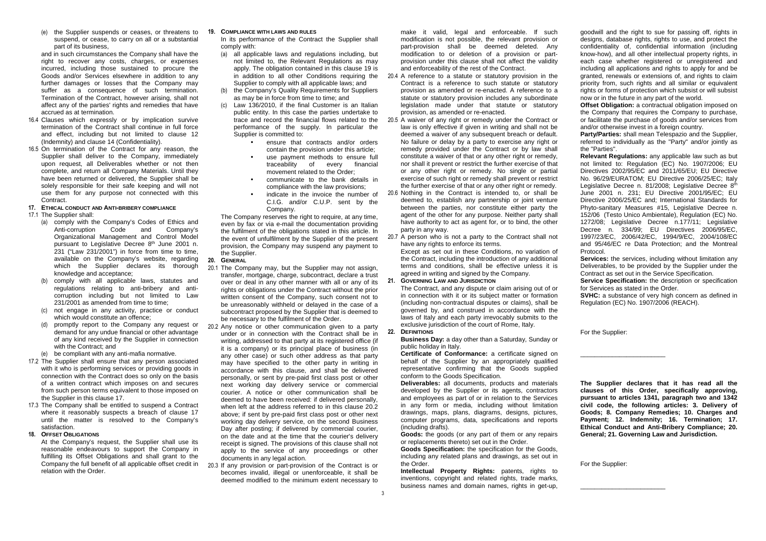(e) the Supplier suspends or ceases, or threatens to suspend, or cease, to carry on all or a substantial part of its business,

and in such circumstances the Company shall have the right to recover any costs, charges, or expenses incurred, including those sustained to procure the Goods and/or Services elsewhere in addition to any further damages or losses that the Company may suffer as a consequence of such termination. Termination of the Contract, however arising, shall not affect any of the parties' rights and remedies that have accrued as at termination.

16.4 Clauses which expressly or by implication survive termination of the Contract shall continue in full force and effect, including but not limited to clause 12 (Indemnity) and clause 14 (Confidentiality).

16.5 On termination of the Contract for any reason, the Supplier shall deliver to the Company, immediately upon request, all Deliverables whether or not then complete, and return all Company Materials. Until they have been returned or delivered, the Supplier shall be solely responsible for their safe keeping and will not use them for any purpose not connected with this Contract.

## 17. ETHICAL CONDUCT AND ANTI-BRIBERY COMPLIANCE

17.1 The Supplier shall:

(a) comply with the Company's Codes of Ethics and Anti-corruption Code and Company's Organizational Management and Control Model pursuant to Legislative Decree 8th June 2001 n. 231 ("Law 231/2001") in force from time to time, available on the Company's website, regarding which the Supplier declares its thorough knowledge and acceptance;

(b) comply with all applicable laws, statutes and regulations relating to anti-bribery and anti-corruption including but not limited to Law 231/2001 as amended from time to time;

(c) not engage in any activity, practice or conduct which would constitute an offence;

(d) promptly report to the Company any request or demand for any undue financial or other advantage of any kind received by the Supplier in connection with the Contract; and

(e) be compliant with any anti-mafia normative.

17.2 The Supplier shall ensure that any person associated with it who is performing services or providing goods in connection with the Contract does so only on the basis of a written contract which imposes on and secures from such person terms equivalent to those imposed on the Supplier in this clause 17.

17.3 The Company shall be entitled to suspend a Contract where it reasonably suspects a breach of clause 17 until the matter is resolved to the Company's satisfaction.

## 18. OFFSET OBLIGATIONS

At the Company's request, the Supplier shall use its reasonable endeavours to support the Company in fulfilling its Offset Obligations and shall grant to the Company the full benefit of all applicable offset credit in relation with the Order.

## 19. COMPLIANCE WITH LAWS AND RULES

In its performance of the Contract the Supplier shall comply with:

(a) all applicable laws and regulations including, but not limited to, the Relevant Regulations as may apply. The obligation contained in this clause 19 is in addition to all other Conditions requiring the Supplier to comply with all applicable laws; and

(b) the Company's Quality Requirements for Suppliers as may be in force from time to time; and

(c) Law 136/2010, if the final Customer is an Italian public entity. In this case the parties undertake to trace and record the financial flows related to the performance of the supply. In particular the Supplier is committed to:

- ensure that contracts and/or orders contain the provision under this article;
- use payment methods to ensure full traceability of every financial movement related to the Order;
- communicate to the bank details in compliance with the law provisions;
- indicate in the invoice the number of C.I.G. and/or C.U.P. sent by the Company.

The Company reserves the right to require, at any time, even by fax or via e-mail the documentation providing the fulfilment of the obligations stated in this article. In the event of unfulfilment by the Supplier of the present provision, the Company may suspend any payment to the Supplier.

## 20. GENERAL

20.1 The Company may, but the Supplier may not assign, transfer, mortgage, charge, subcontract, declare a trust over or deal in any other manner with all or any of its rights or obligations under the Contract without the prior written consent of the Company, such consent not to be unreasonably withheld or delayed in the case of a subcontract proposed by the Supplier that is deemed to be necessary to the fulfilment of the Order.

20.2 Any notice or other communication given to a party under or in connection with the Contract shall be in writing, addressed to that party at its registered office (if it is a company) or its principal place of business (in any other case) or such other address as that party may have specified to the other party in writing in accordance with this clause, and shall be delivered personally, or sent by pre-paid first class post or other next working day delivery service or commercial courier. A notice or other communication shall be deemed to have been received: if delivered personally, when left at the address referred to in this clause 20.2 above; if sent by pre-paid first class post or other next working day delivery service, on the second Business Day after posting; if delivered by commercial courier, on the date and at the time that the courier's delivery receipt is signed. The provisions of this clause shall not apply to the service of any proceedings or other documents in any legal action.

20.3 If any provision or part-provision of the Contract is or becomes invalid, illegal or unenforceable, it shall be deemed modified to the minimum extent necessary to make it valid, legal and enforceable. If such modification is not possible, the relevant provision or part-provision shall be deemed deleted. Any modification to or deletion of a provision or part-provision under this clause shall not affect the validity and enforceability of the rest of the Contract.

20.4 A reference to a statute or statutory provision in the Contract is a reference to such statute or statutory provision as amended or re-enacted. A reference to a statute or statutory provision includes any subordinate legislation made under that statute or statutory provision, as amended or re-enacted.

20.5 A waiver of any right or remedy under the Contract or law is only effective if given in writing and shall not be deemed a waiver of any subsequent breach or default. No failure or delay by a party to exercise any right or remedy provided under the Contract or by law shall constitute a waiver of that or any other right or remedy, nor shall it prevent or restrict the further exercise of that or any other right or remedy. No single or partial exercise of such right or remedy shall prevent or restrict the further exercise of that or any other right or remedy.

20.6 Nothing in the Contract is intended to, or shall be deemed to, establish any partnership or joint venture between the parties, nor constitute either party the agent of the other for any purpose. Neither party shall have authority to act as agent for, or to bind, the other party in any way.

20.7 A person who is not a party to the Contract shall not have any rights to enforce its terms.

Except as set out in these Conditions, no variation of the Contract, including the introduction of any additional terms and conditions, shall be effective unless it is agreed in writing and signed by the Company.

## 21. GOVERNING LAW AND JURISDICTION

The Contract, and any dispute or claim arising out of or in connection with it or its subject matter or formation (including non-contractual disputes or claims), shall be governed by, and construed in accordance with the laws of Italy and each party irrevocably submits to the exclusive jurisdiction of the court of Rome, Italy.

## 22. DEFINITIONS

**Business Day:** a day other than a Saturday, Sunday or public holiday in Italy.

**Certificate of Conformance:** a certificate signed on behalf of the Supplier by an appropriately qualified representative confirming that the Goods supplied conform to the Goods Specification.

**Deliverables:** all documents, products and materials developed by the Supplier or its agents, contractors and employees as part of or in relation to the Services in any form or media, including without limitation drawings, maps, plans, diagrams, designs, pictures, computer programs, data, specifications and reports (including drafts).

**Goods:** the goods (or any part of them or any repairs or replacements thereto) set out in the Order.

**Goods Specification:** the specification for the Goods, including any related plans and drawings, as set out in the Order.

**Intellectual Property Rights:** patents, rights to inventions, copyright and related rights, trade marks, business names and domain names, rights in get-up, goodwill and the right to sue for passing off, rights in designs, database rights, rights to use, and protect the confidentiality of, confidential information (including know-how), and all other intellectual property rights, in each case whether registered or unregistered and including all applications and rights to apply for and be granted, renewals or extensions of, and rights to claim priority from, such rights and all similar or equivalent rights or forms of protection which subsist or will subsist now or in the future in any part of the world.

**Offset Obligation:** a contractual obligation imposed on the Company that requires the Company to purchase, or facilitate the purchase of goods and/or services from and/or otherwise invest in a foreign country.

**Party/Parties:** shall mean Telespazio and the Supplier, referred to individually as the "Party" and/or jointly as the "Parties".

**Relevant Regulations:** any applicable law such as but not limited to: Regulation (EC) No. 1907/2006; EU Directives 2002/95/EC and 2011/65/EU; EU Directive No. 96/29/EURATOM; EU Directive 2006/25/EC; Italy Legislative Decree n. 81/2008; Legislative Decree 8th June 2001 n. 231; EU Directive 2001/95/EC; EU Directive 2006/25/EC and; International Standards for Phyto-sanitary Measures #15, Legislative Decree n. 152/06 (Testo Unico Ambientale), Regulation (EC) No. 1272/08; Legislative Decree n.177/11; Legislative Decree n. 334/99; EU Directives 2006/95/EC, 1997/23/EC, 2006/42/EC, 1994/9/EC, 2004/108/EC and 95/46/EC re Data Protection; and the Montreal Protocol.

**Services:** the services, including without limitation any Deliverables, to be provided by the Supplier under the Contract as set out in the Service Specification.

**Service Specification:** the description or specification for Services as stated in the Order.

**SVHC:** a substance of very high concern as defined in Regulation (EC) No. 1907/2006 (REACH).

For the Supplier:

\_\_\_\_\_\_\_\_\_\_\_\_\_\_\_\_\_\_\_\_\_\_\_\_

**The Supplier declares that it has read all the clauses of this Order, specifically approving, pursuant to articles 1341, paragraph two and 1342 civil code, the following articles: 3. Delivery of Goods; 8. Company Remedies; 10. Charges and Payment; 12. Indemnity; 16. Termination; 17. Ethical Conduct and Anti-Bribery Compliance; 20. General; 21. Governing Law and Jurisdiction.**

For the Supplier:

\_\_\_\_\_\_\_\_\_\_\_\_\_\_\_\_\_\_\_\_\_\_\_\_